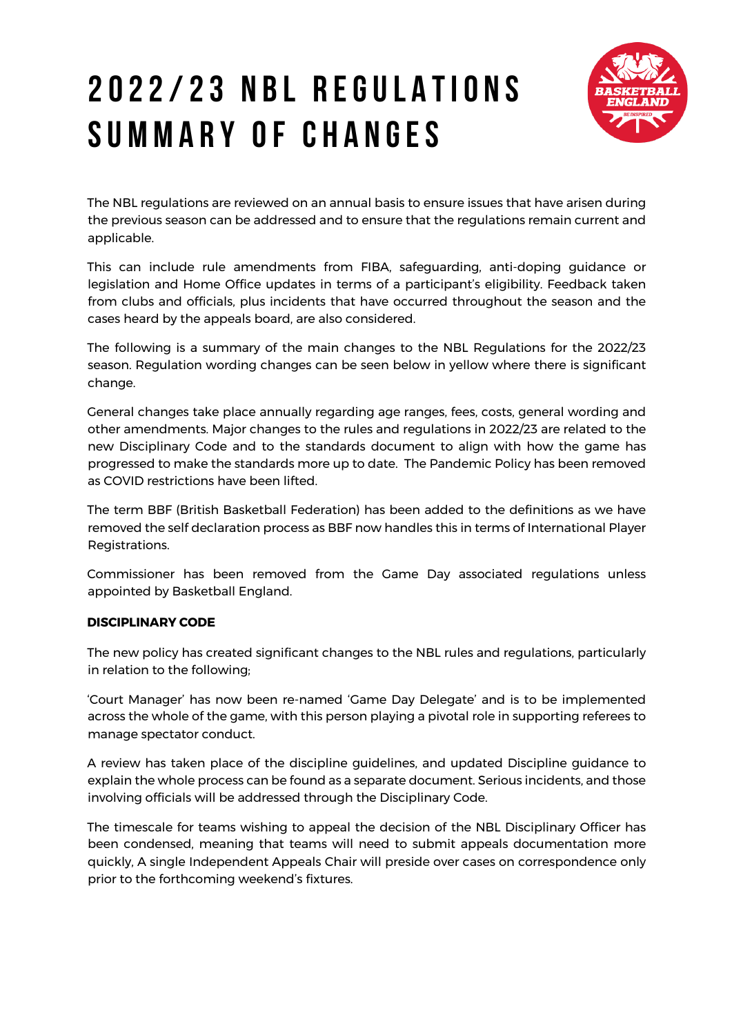# 2022/23 NBL REGULATIONS SUMMARY OF CHANGES

The NBL regulations are reviewed on an annual basis to ensure issues that have arisen during the previous season can be addressed and to ensure that the regulations remain current and applicable.

This can include rule amendments from FIBA, safeguarding, anti-doping guidance or legislation and Home Office updates in terms of a participant's eligibility. Feedback taken from clubs and officials, plus incidents that have occurred throughout the season and the cases heard by the appeals board, are also considered.

The following is a summary of the main changes to the NBL Regulations for the 2022/23 season. Regulation wording changes can be seen below in yellow where there is significant change.

General changes take place annually regarding age ranges, fees, costs, general wording and other amendments. Major changes to the rules and regulations in 2022/23 are related to the new Disciplinary Code and to the standards document to align with how the game has progressed to make the standards more up to date. The Pandemic Policy has been removed as COVID restrictions have been lifted.

The term BBF (British Basketball Federation) has been added to the definitions as we have removed the self declaration process as BBF now handles this in terms of International Player Registrations.

Commissioner has been removed from the Game Day associated regulations unless appointed by Basketball England.

**DISCIPLINARY CODE**

The new policy has created significant changes to the NBL rules and regulations, particularly in relation to the following;

'Court Manager' has now been re-named 'Game Day Delegate' and is to be implemented across the whole of the game, with this person playing a pivotal role in supporting referees to manage spectator conduct.

A review has taken place of the discipline guidelines, and updated Discipline guidance to explain the whole process can be found as a separate document. Serious incidents, and those involving officials will be addressed through the Disciplinary Code.

The timescale for teams wishing to appeal the decision of the NBL Disciplinary Officer has been condensed, meaning that teams will need to submit appeals documentation more quickly, A single Independent Appeals Chair will preside over cases on correspondence only prior to the forthcoming weekend's fixtures.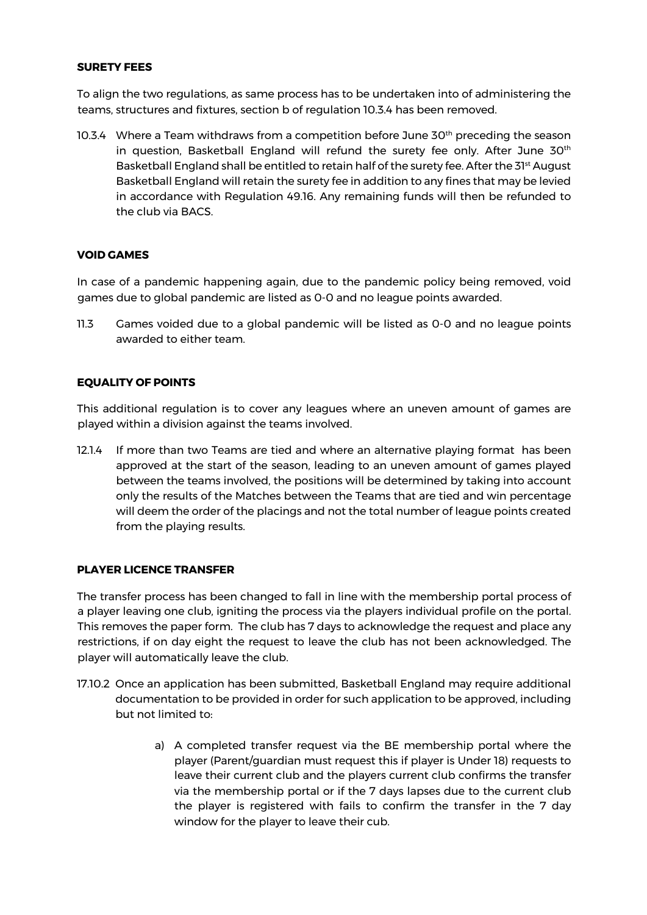**SURETY FEES**

To align the two regulations, as same process has to be undertaken into of administering the teams, structures and fixtures, section b of regulation 10.3.4 has been removed.

10.3.4 Where a Team withdraws from a competition before June 30th preceding the season in question, Basketball England will refund the surety fee only. After June 30th Basketball England shall be entitled to retain half of the surety fee. After the 31st August Basketball England will retain the surety fee in addition to any fines that may be levied in accordance with Regulation 49.16. Any remaining funds will then be refunded to the club via BACS.

**VOID GAMES**

In case of a pandemic happening again, due to the pandemic policy being removed, void games due to global pandemic are listed as 0-0 and no league points awarded.

11.3 Games voided due to a global pandemic will be listed as 0-0 and no league points awarded to either team.

**EQUALITY OF POINTS**

This additional regulation is to cover any leagues where an uneven amount of games are played within a division against the teams involved.

12.1.4 If more than two Teams are tied and where an alternative playing format has been approved at the start of the season, leading to an uneven amount of games played between the teams involved, the positions will be determined by taking into account only the results of the Matches between the Teams that are tied and win percentage will deem the order of the placings and not the total number of league points created from the playing results.

**PLAYER LICENCE TRANSFER**

The transfer process has been changed to fall in line with the membership portal process of a player leaving one club, igniting the process via the players individual profile on the portal. This removes the paper form. The club has 7 days to acknowledge the request and place any restrictions, if on day eight the request to leave the club has not been acknowledged. The player will automatically leave the club.

17.10.2 Once an application has been submitted, Basketball England may require additional documentation to be provided in order for such application to be approved, including but not limited to:

a) A completed transfer request via the BE membership portal where the player (Parent/guardian must request this if player is Under 18) requests to leave their current club and the players current club confirms the transfer via the membership portal or if the 7 days lapses due to the current club the player is registered with fails to confirm the transfer in the 7 day window for the player to leave their cub.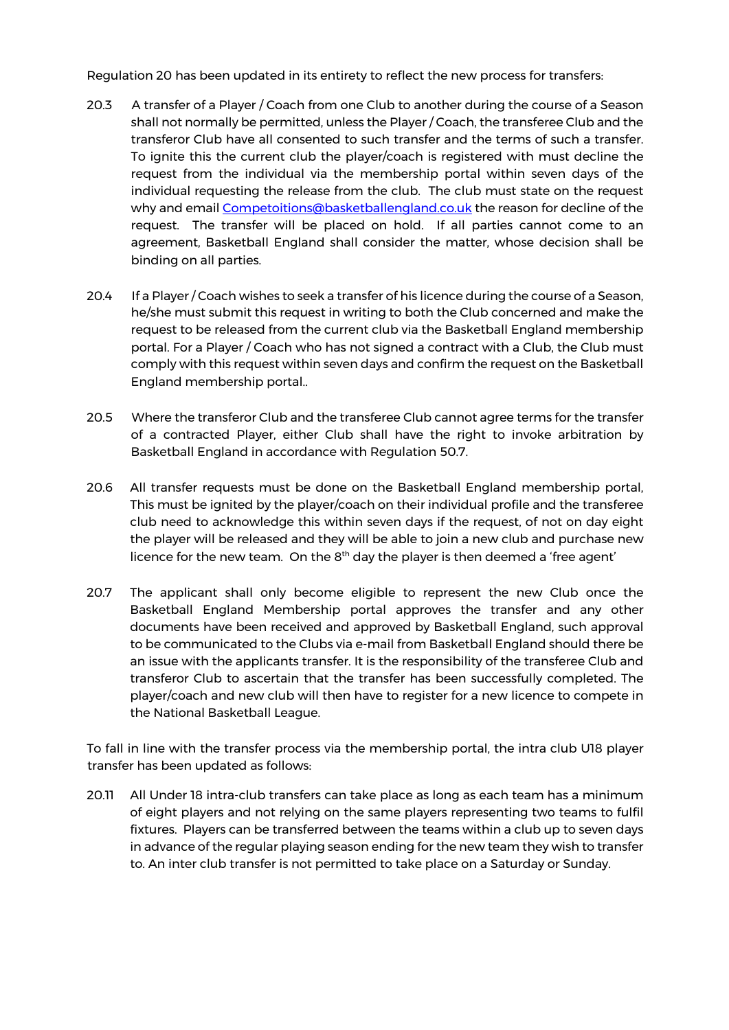Regulation 20 has been updated in its entirety to reflect the new process for transfers:

20.3 A transfer of a Player / Coach from one Club to another during the course of a Season shall not normally be permitted, unless the Player / Coach, the transferee Club and the transferor Club have all consented to such transfer and the terms of such a transfer. To ignite this the current club the player/coach is registered with must decline the request from the individual via the membership portal within seven days of the individual requesting the release from the club. The club must state on the request why and email Competoitions@basketballengland.co.uk the reason for decline of the request. The transfer will be placed on hold. If all parties cannot come to an agreement, Basketball England shall consider the matter, whose decision shall be binding on all parties.

20.4 If a Player / Coach wishes to seek a transfer of his licence during the course of a Season, he/she must submit this request in writing to both the Club concerned and make the request to be released from the current club via the Basketball England membership portal. For a Player / Coach who has not signed a contract with a Club, the Club must comply with this request within seven days and confirm the request on the Basketball England membership portal..

20.5 Where the transferor Club and the transferee Club cannot agree terms for the transfer of a contracted Player, either Club shall have the right to invoke arbitration by Basketball England in accordance with Regulation 50.7.

20.6 All transfer requests must be done on the Basketball England membership portal, This must be ignited by the player/coach on their individual profile and the transferee club need to acknowledge this within seven days if the request, of not on day eight the player will be released and they will be able to join a new club and purchase new licence for the new team. On the 8th day the player is then deemed a 'free agent'

20.7 The applicant shall only become eligible to represent the new Club once the Basketball England Membership portal approves the transfer and any other documents have been received and approved by Basketball England, such approval to be communicated to the Clubs via e-mail from Basketball England should there be an issue with the applicants transfer. It is the responsibility of the transferee Club and transferor Club to ascertain that the transfer has been successfully completed. The player/coach and new club will then have to register for a new licence to compete in the National Basketball League.

To fall in line with the transfer process via the membership portal, the intra club U18 player transfer has been updated as follows:

20.11 All Under 18 intra-club transfers can take place as long as each team has a minimum of eight players and not relying on the same players representing two teams to fulfil fixtures. Players can be transferred between the teams within a club up to seven days in advance of the regular playing season ending for the new team they wish to transfer to. An inter club transfer is not permitted to take place on a Saturday or Sunday.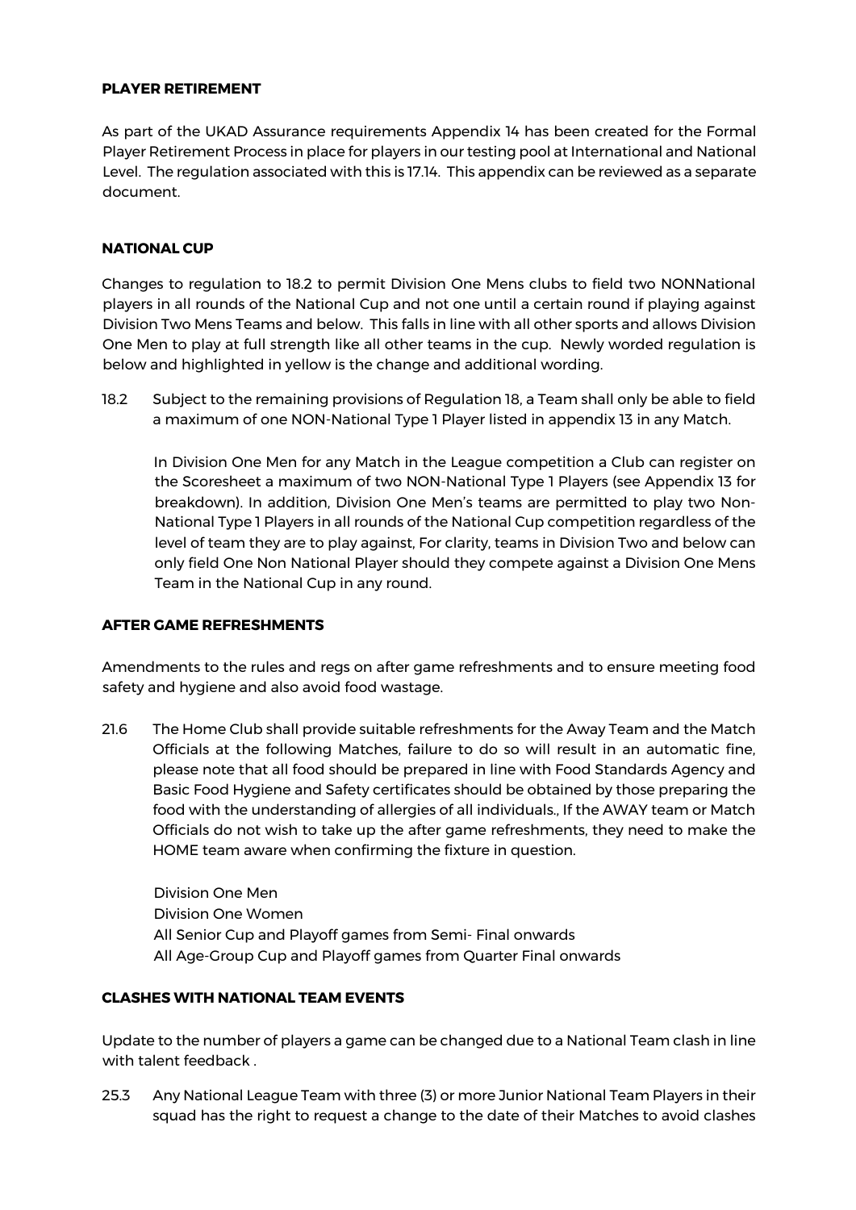**PLAYER RETIREMENT**

As part of the UKAD Assurance requirements Appendix 14 has been created for the Formal Player Retirement Process in place for players in our testing pool at International and National Level. The regulation associated with this is 17.14. This appendix can be reviewed as a separate document.

**NATIONAL CUP**

Changes to regulation to 18.2 to permit Division One Mens clubs to field two NONNational players in all rounds of the National Cup and not one until a certain round if playing against Division Two Mens Teams and below. This falls in line with all other sports and allows Division One Men to play at full strength like all other teams in the cup. Newly worded regulation is below and highlighted in yellow is the change and additional wording.

18.2 Subject to the remaining provisions of Regulation 18, a Team shall only be able to field a maximum of one NON-National Type 1 Player listed in appendix 13 in any Match.

In Division One Men for any Match in the League competition a Club can register on the Scoresheet a maximum of two NON-National Type 1 Players (see Appendix 13 for breakdown). In addition, Division One Men's teams are permitted to play two Non-National Type 1 Players in all rounds of the National Cup competition regardless of the level of team they are to play against, For clarity, teams in Division Two and below can only field One Non National Player should they compete against a Division One Mens Team in the National Cup in any round.

**AFTER GAME REFRESHMENTS**

Amendments to the rules and regs on after game refreshments and to ensure meeting food safety and hygiene and also avoid food wastage.

21.6 The Home Club shall provide suitable refreshments for the Away Team and the Match Officials at the following Matches, failure to do so will result in an automatic fine, please note that all food should be prepared in line with Food Standards Agency and Basic Food Hygiene and Safety certificates should be obtained by those preparing the food with the understanding of allergies of all individuals., If the AWAY team or Match Officials do not wish to take up the after game refreshments, they need to make the HOME team aware when confirming the fixture in question.

Division One Men
Division One Women
All Senior Cup and Playoff games from Semi- Final onwards
All Age-Group Cup and Playoff games from Quarter Final onwards

**CLASHES WITH NATIONAL TEAM EVENTS**

Update to the number of players a game can be changed due to a National Team clash in line with talent feedback .

25.3 Any National League Team with three (3) or more Junior National Team Players in their squad has the right to request a change to the date of their Matches to avoid clashes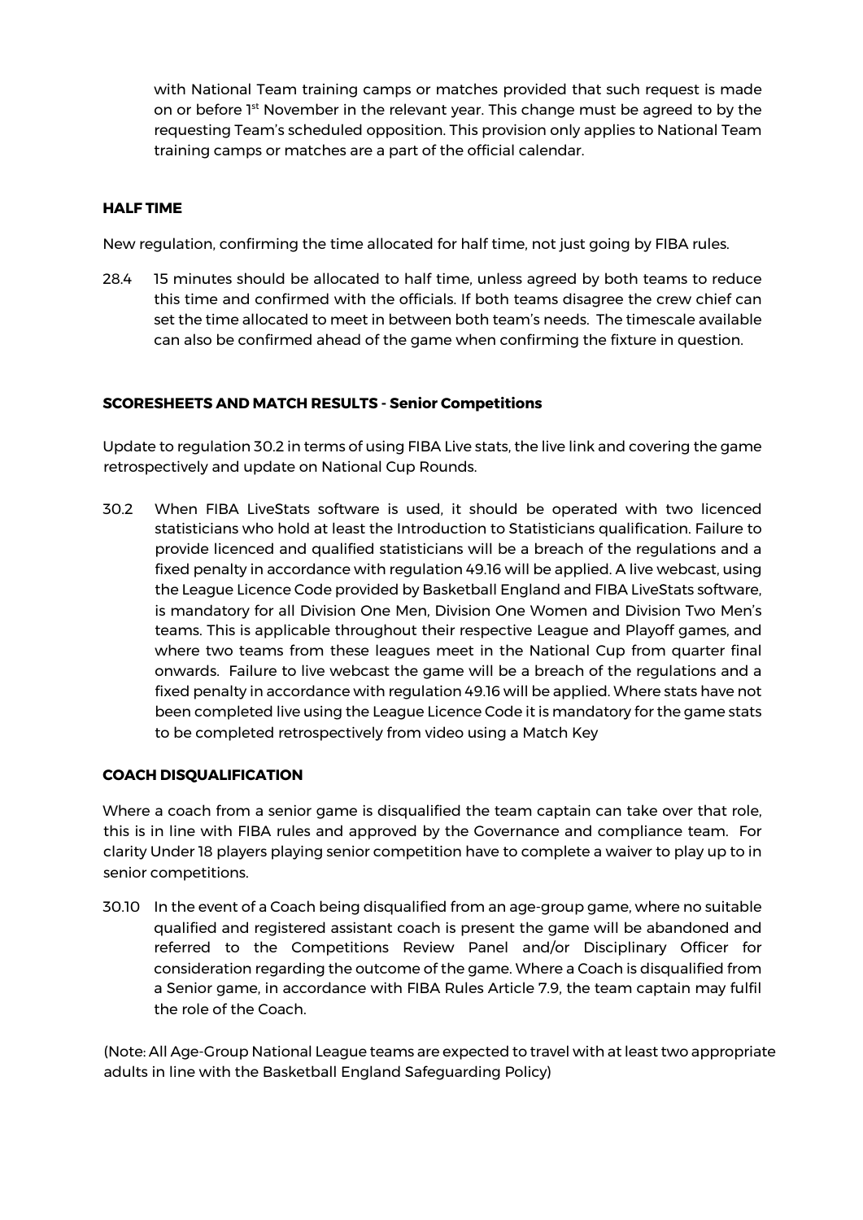with National Team training camps or matches provided that such request is made on or before 1st November in the relevant year. This change must be agreed to by the requesting Team's scheduled opposition. This provision only applies to National Team training camps or matches are a part of the official calendar.

**HALF TIME**

New regulation, confirming the time allocated for half time, not just going by FIBA rules.

28.4 15 minutes should be allocated to half time, unless agreed by both teams to reduce this time and confirmed with the officials. If both teams disagree the crew chief can set the time allocated to meet in between both team's needs. The timescale available can also be confirmed ahead of the game when confirming the fixture in question.

**SCORESHEETS AND MATCH RESULTS - Senior Competitions**

Update to regulation 30.2 in terms of using FIBA Live stats, the live link and covering the game retrospectively and update on National Cup Rounds.

30.2 When FIBA LiveStats software is used, it should be operated with two licenced statisticians who hold at least the Introduction to Statisticians qualification. Failure to provide licenced and qualified statisticians will be a breach of the regulations and a fixed penalty in accordance with regulation 49.16 will be applied. A live webcast, using the League Licence Code provided by Basketball England and FIBA LiveStats software, is mandatory for all Division One Men, Division One Women and Division Two Men's teams. This is applicable throughout their respective League and Playoff games, and where two teams from these leagues meet in the National Cup from quarter final onwards. Failure to live webcast the game will be a breach of the regulations and a fixed penalty in accordance with regulation 49.16 will be applied. Where stats have not been completed live using the League Licence Code it is mandatory for the game stats to be completed retrospectively from video using a Match Key

**COACH DISQUALIFICATION**

Where a coach from a senior game is disqualified the team captain can take over that role, this is in line with FIBA rules and approved by the Governance and compliance team. For clarity Under 18 players playing senior competition have to complete a waiver to play up to in senior competitions.

30.10 In the event of a Coach being disqualified from an age-group game, where no suitable qualified and registered assistant coach is present the game will be abandoned and referred to the Competitions Review Panel and/or Disciplinary Officer for consideration regarding the outcome of the game. Where a Coach is disqualified from a Senior game, in accordance with FIBA Rules Article 7.9, the team captain may fulfil the role of the Coach.

(Note: All Age-Group National League teams are expected to travel with at least two appropriate adults in line with the Basketball England Safeguarding Policy)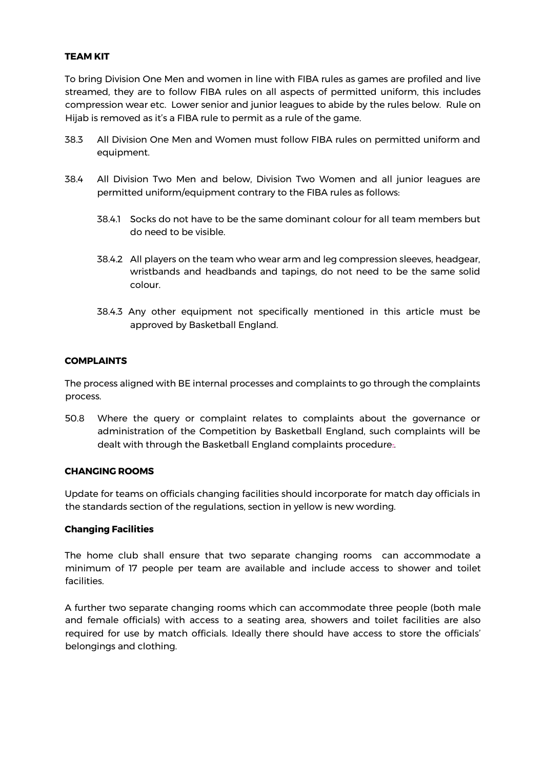**TEAM KIT**

To bring Division One Men and women in line with FIBA rules as games are profiled and live streamed, they are to follow FIBA rules on all aspects of permitted uniform, this includes compression wear etc. Lower senior and junior leagues to abide by the rules below. Rule on Hijab is removed as it's a FIBA rule to permit as a rule of the game.

38.3 All Division One Men and Women must follow FIBA rules on permitted uniform and equipment.

38.4 All Division Two Men and below, Division Two Women and all junior leagues are permitted uniform/equipment contrary to the FIBA rules as follows:

38.4.1 Socks do not have to be the same dominant colour for all team members but do need to be visible.

38.4.2 All players on the team who wear arm and leg compression sleeves, headgear, wristbands and headbands and tapings, do not need to be the same solid colour.

38.4.3 Any other equipment not specifically mentioned in this article must be approved by Basketball England.

**COMPLAINTS**

The process aligned with BE internal processes and complaints to go through the complaints process.

50.8 Where the query or complaint relates to complaints about the governance or administration of the Competition by Basketball England, such complaints will be dealt with through the Basketball England complaints procedure:.

**CHANGING ROOMS**

Update for teams on officials changing facilities should incorporate for match day officials in the standards section of the regulations, section in yellow is new wording.

**Changing Facilities**

The home club shall ensure that two separate changing rooms can accommodate a minimum of 17 people per team are available and include access to shower and toilet facilities.

A further two separate changing rooms which can accommodate three people (both male and female officials) with access to a seating area, showers and toilet facilities are also required for use by match officials. Ideally there should have access to store the officials' belongings and clothing.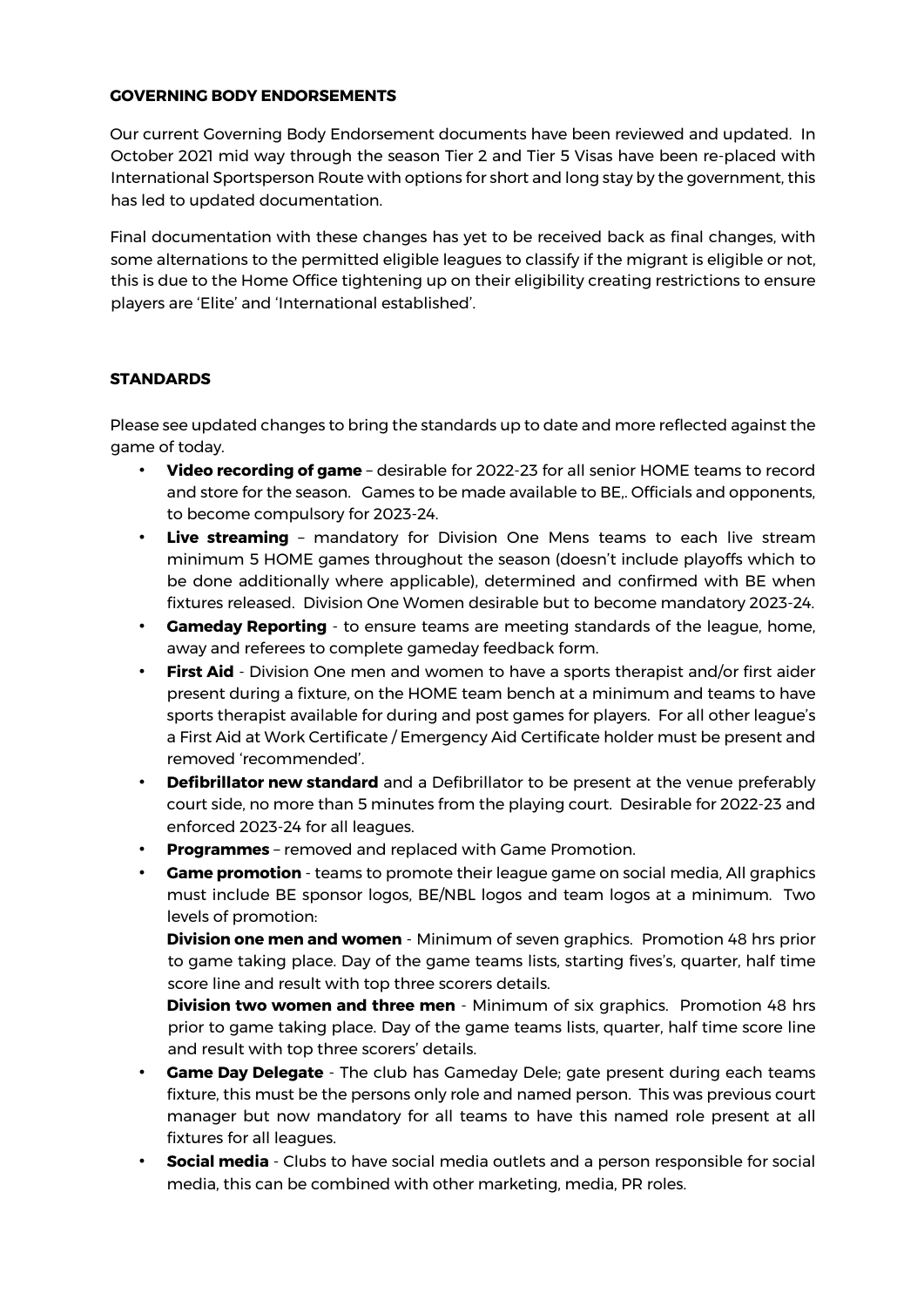**GOVERNING BODY ENDORSEMENTS**

Our current Governing Body Endorsement documents have been reviewed and updated. In October 2021 mid way through the season Tier 2 and Tier 5 Visas have been re-placed with International Sportsperson Route with options for short and long stay by the government, this has led to updated documentation.

Final documentation with these changes has yet to be received back as final changes, with some alternations to the permitted eligible leagues to classify if the migrant is eligible or not, this is due to the Home Office tightening up on their eligibility creating restrictions to ensure players are 'Elite' and 'International established'.

**STANDARDS**

Please see updated changes to bring the standards up to date and more reflected against the game of today.

- **Video recording of game** – desirable for 2022-23 for all senior HOME teams to record and store for the season. Games to be made available to BE,. Officials and opponents, to become compulsory for 2023-24.
- **Live streaming** – mandatory for Division One Mens teams to each live stream minimum 5 HOME games throughout the season (doesn't include playoffs which to be done additionally where applicable), determined and confirmed with BE when fixtures released. Division One Women desirable but to become mandatory 2023-24.
- **Gameday Reporting** - to ensure teams are meeting standards of the league, home, away and referees to complete gameday feedback form.
- **First Aid** - Division One men and women to have a sports therapist and/or first aider present during a fixture, on the HOME team bench at a minimum and teams to have sports therapist available for during and post games for players. For all other league's a First Aid at Work Certificate / Emergency Aid Certificate holder must be present and removed 'recommended'.
- **Defibrillator new standard** and a Defibrillator to be present at the venue preferably court side, no more than 5 minutes from the playing court. Desirable for 2022-23 and enforced 2023-24 for all leagues.
- **Programmes** – removed and replaced with Game Promotion.
- **Game promotion** - teams to promote their league game on social media, All graphics must include BE sponsor logos, BE/NBL logos and team logos at a minimum. Two levels of promotion:

  **Division one men and women** - Minimum of seven graphics. Promotion 48 hrs prior to game taking place. Day of the game teams lists, starting fives's, quarter, half time score line and result with top three scorers details.

  **Division two women and three men** - Minimum of six graphics. Promotion 48 hrs prior to game taking place. Day of the game teams lists, quarter, half time score line and result with top three scorers' details.
- **Game Day Delegate** - The club has Gameday Dele; gate present during each teams fixture, this must be the persons only role and named person. This was previous court manager but now mandatory for all teams to have this named role present at all fixtures for all leagues.
- **Social media** - Clubs to have social media outlets and a person responsible for social media, this can be combined with other marketing, media, PR roles.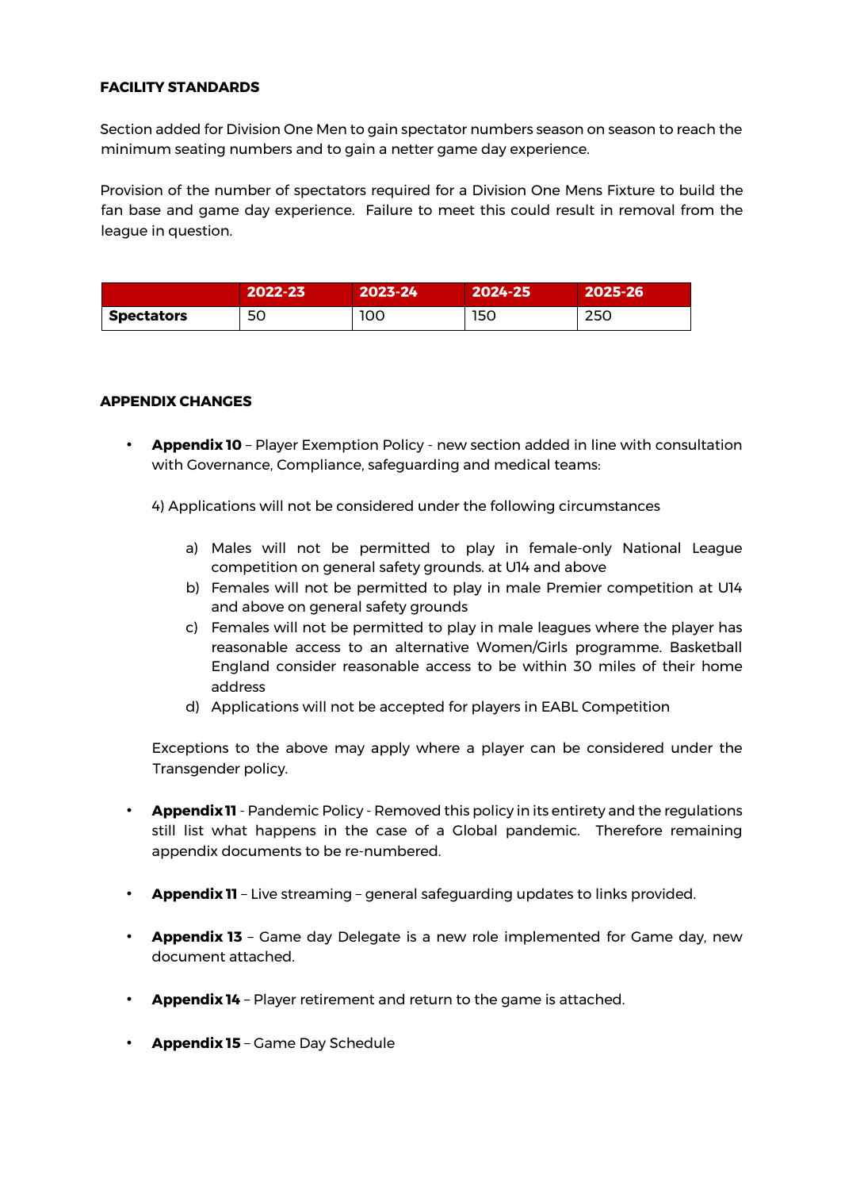**FACILITY STANDARDS**

Section added for Division One Men to gain spectator numbers season on season to reach the minimum seating numbers and to gain a netter game day experience.

Provision of the number of spectators required for a Division One Mens Fixture to build the fan base and game day experience. Failure to meet this could result in removal from the league in question.

| | 2022-23 | 2023-24 | 2024-25 | 2025-26 |
|---|---|---|---|---|
| **Spectators** | 50 | 100 | 150 | 250 |

**APPENDIX CHANGES**

- **Appendix 10** – Player Exemption Policy - new section added in line with consultation with Governance, Compliance, safeguarding and medical teams:

  4) Applications will not be considered under the following circumstances

  a) Males will not be permitted to play in female-only National League competition on general safety grounds. at U14 and above
  b) Females will not be permitted to play in male Premier competition at U14 and above on general safety grounds
  c) Females will not be permitted to play in male leagues where the player has reasonable access to an alternative Women/Girls programme. Basketball England consider reasonable access to be within 30 miles of their home address
  d) Applications will not be accepted for players in EABL Competition

  Exceptions to the above may apply where a player can be considered under the Transgender policy.

- **Appendix 11** - Pandemic Policy - Removed this policy in its entirety and the regulations still list what happens in the case of a Global pandemic. Therefore remaining appendix documents to be re-numbered.

- **Appendix 11** – Live streaming – general safeguarding updates to links provided.

- **Appendix 13** – Game day Delegate is a new role implemented for Game day, new document attached.

- **Appendix 14** – Player retirement and return to the game is attached.

- **Appendix 15** – Game Day Schedule